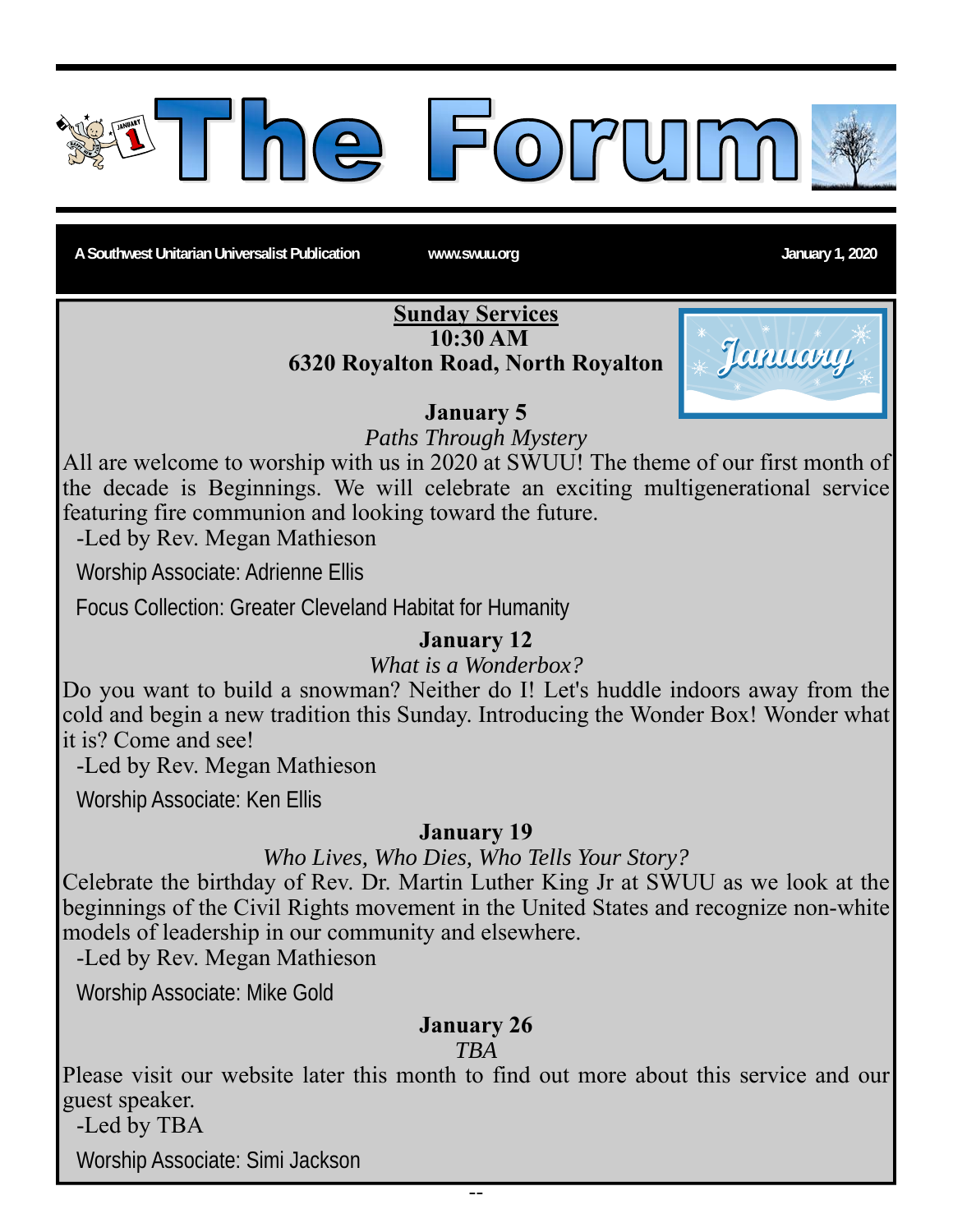# The Forum

A Southwest Unitarian Universalist Publication www.swuu.org January 1, 2020

**Sunday Services**
**10:30 AM**
**6320 Royalton Road, North Royalton**

January

### January 5

*Paths Through Mystery*

All are welcome to worship with us in 2020 at SWUU! The theme of our first month of the decade is Beginnings. We will celebrate an exciting multigenerational service featuring fire communion and looking toward the future.

-Led by Rev. Megan Mathieson

Worship Associate: Adrienne Ellis

Focus Collection: Greater Cleveland Habitat for Humanity

### January 12

*What is a Wonderbox?*

Do you want to build a snowman? Neither do I! Let's huddle indoors away from the cold and begin a new tradition this Sunday. Introducing the Wonder Box! Wonder what it is? Come and see!

-Led by Rev. Megan Mathieson

Worship Associate: Ken Ellis

### January 19

*Who Lives, Who Dies, Who Tells Your Story?*

Celebrate the birthday of Rev. Dr. Martin Luther King Jr at SWUU as we look at the beginnings of the Civil Rights movement in the United States and recognize non-white models of leadership in our community and elsewhere.

-Led by Rev. Megan Mathieson

Worship Associate: Mike Gold

### January 26

*TBA*

Please visit our website later this month to find out more about this service and our guest speaker.

-Led by TBA

Worship Associate: Simi Jackson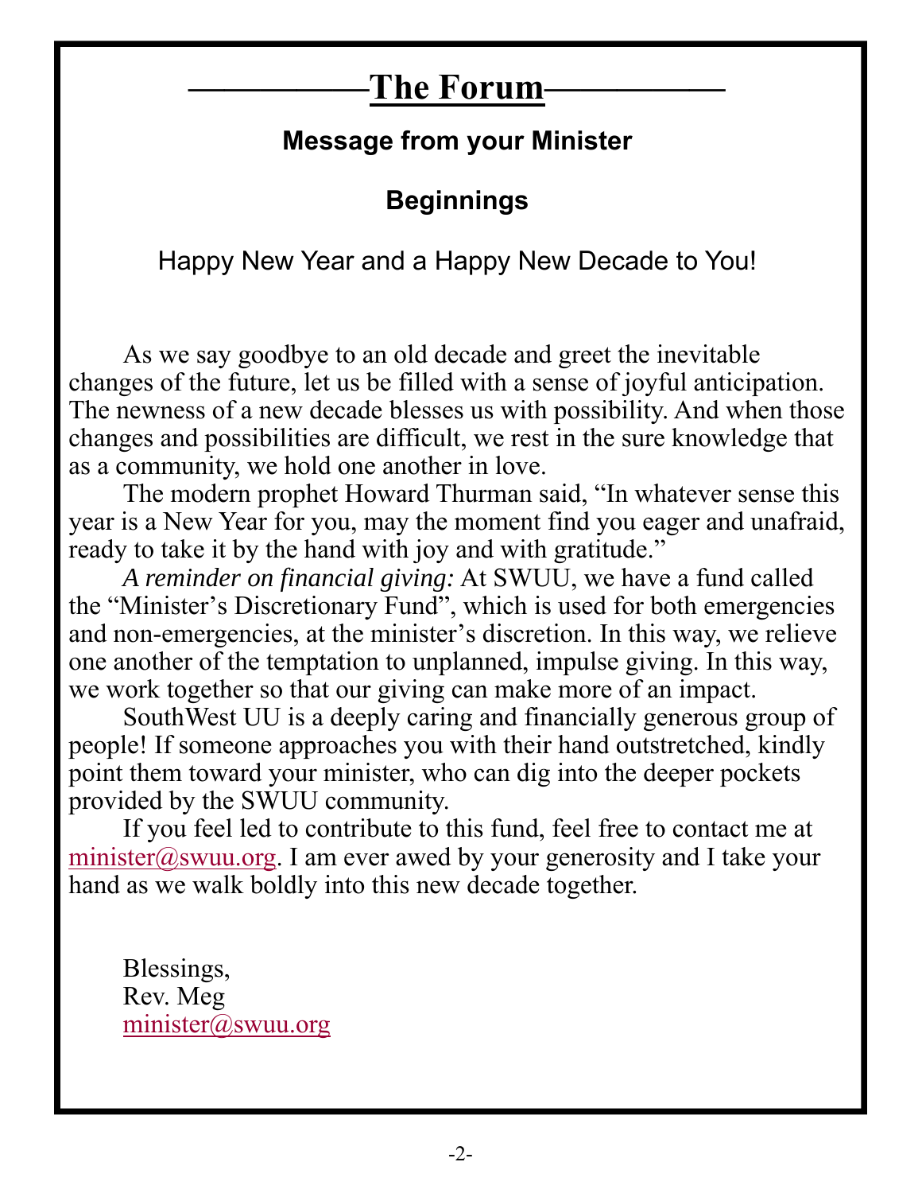# The Forum

## Message from your Minister

### Beginnings

Happy New Year and a Happy New Decade to You!

As we say goodbye to an old decade and greet the inevitable changes of the future, let us be filled with a sense of joyful anticipation. The newness of a new decade blesses us with possibility. And when those changes and possibilities are difficult, we rest in the sure knowledge that as a community, we hold one another in love.

The modern prophet Howard Thurman said, "In whatever sense this year is a New Year for you, may the moment find you eager and unafraid, ready to take it by the hand with joy and with gratitude."

*A reminder on financial giving:* At SWUU, we have a fund called the "Minister's Discretionary Fund", which is used for both emergencies and non-emergencies, at the minister's discretion. In this way, we relieve one another of the temptation to unplanned, impulse giving. In this way, we work together so that our giving can make more of an impact.

SouthWest UU is a deeply caring and financially generous group of people! If someone approaches you with their hand outstretched, kindly point them toward your minister, who can dig into the deeper pockets provided by the SWUU community.

If you feel led to contribute to this fund, feel free to contact me at minister@swuu.org. I am ever awed by your generosity and I take your hand as we walk boldly into this new decade together.

Blessings,
Rev. Meg
minister@swuu.org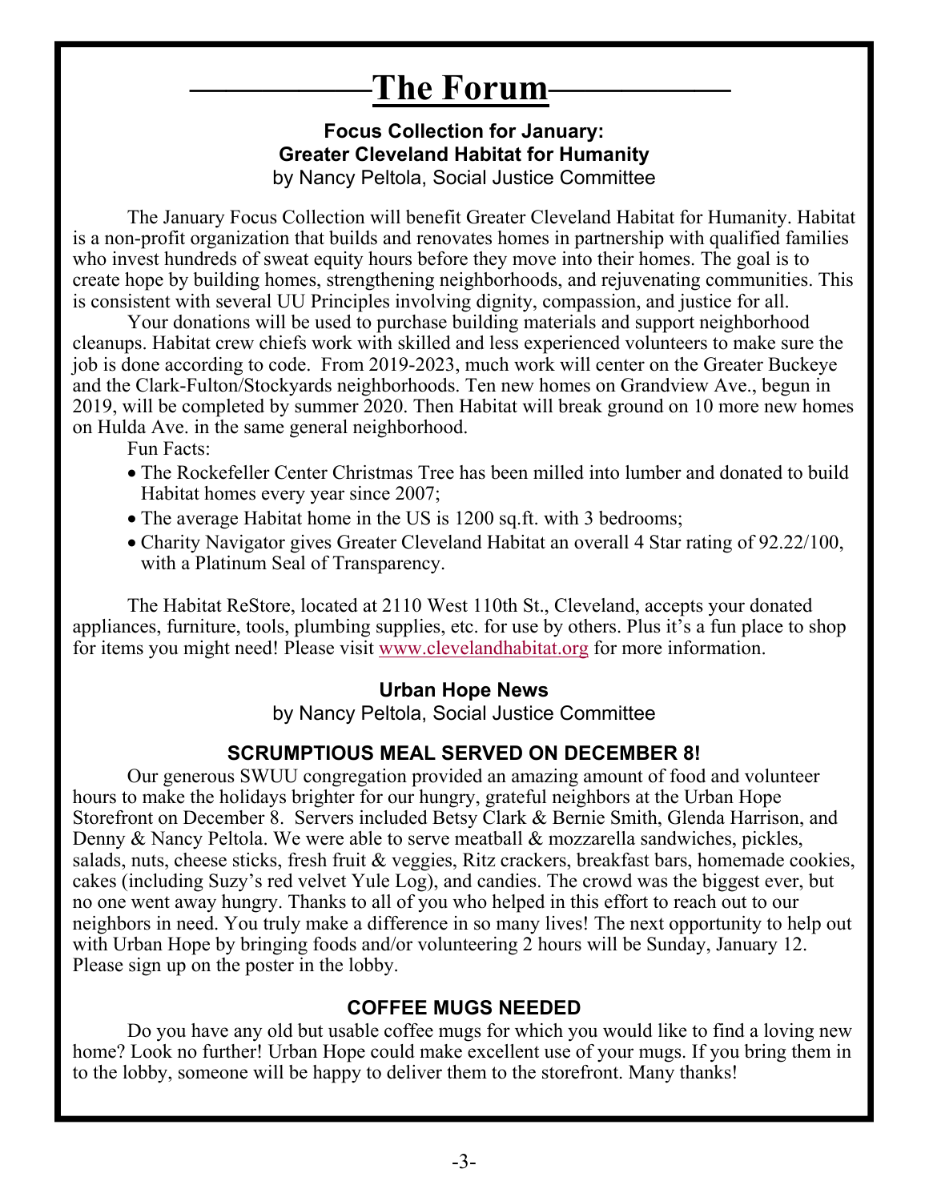# The Forum

## Focus Collection for January: Greater Cleveland Habitat for Humanity

by Nancy Peltola, Social Justice Committee

The January Focus Collection will benefit Greater Cleveland Habitat for Humanity. Habitat is a non-profit organization that builds and renovates homes in partnership with qualified families who invest hundreds of sweat equity hours before they move into their homes. The goal is to create hope by building homes, strengthening neighborhoods, and rejuvenating communities. This is consistent with several UU Principles involving dignity, compassion, and justice for all.

Your donations will be used to purchase building materials and support neighborhood cleanups. Habitat crew chiefs work with skilled and less experienced volunteers to make sure the job is done according to code. From 2019-2023, much work will center on the Greater Buckeye and the Clark-Fulton/Stockyards neighborhoods. Ten new homes on Grandview Ave., begun in 2019, will be completed by summer 2020. Then Habitat will break ground on 10 more new homes on Hulda Ave. in the same general neighborhood.

Fun Facts:

- The Rockefeller Center Christmas Tree has been milled into lumber and donated to build Habitat homes every year since 2007;
- The average Habitat home in the US is 1200 sq.ft. with 3 bedrooms;
- Charity Navigator gives Greater Cleveland Habitat an overall 4 Star rating of 92.22/100, with a Platinum Seal of Transparency.

The Habitat ReStore, located at 2110 West 110th St., Cleveland, accepts your donated appliances, furniture, tools, plumbing supplies, etc. for use by others. Plus it's a fun place to shop for items you might need! Please visit www.clevelandhabitat.org for more information.

## Urban Hope News

by Nancy Peltola, Social Justice Committee

### SCRUMPTIOUS MEAL SERVED ON DECEMBER 8!

Our generous SWUU congregation provided an amazing amount of food and volunteer hours to make the holidays brighter for our hungry, grateful neighbors at the Urban Hope Storefront on December 8. Servers included Betsy Clark & Bernie Smith, Glenda Harrison, and Denny & Nancy Peltola. We were able to serve meatball & mozzarella sandwiches, pickles, salads, nuts, cheese sticks, fresh fruit & veggies, Ritz crackers, breakfast bars, homemade cookies, cakes (including Suzy's red velvet Yule Log), and candies. The crowd was the biggest ever, but no one went away hungry. Thanks to all of you who helped in this effort to reach out to our neighbors in need. You truly make a difference in so many lives! The next opportunity to help out with Urban Hope by bringing foods and/or volunteering 2 hours will be Sunday, January 12. Please sign up on the poster in the lobby.

### COFFEE MUGS NEEDED

Do you have any old but usable coffee mugs for which you would like to find a loving new home? Look no further! Urban Hope could make excellent use of your mugs. If you bring them in to the lobby, someone will be happy to deliver them to the storefront. Many thanks!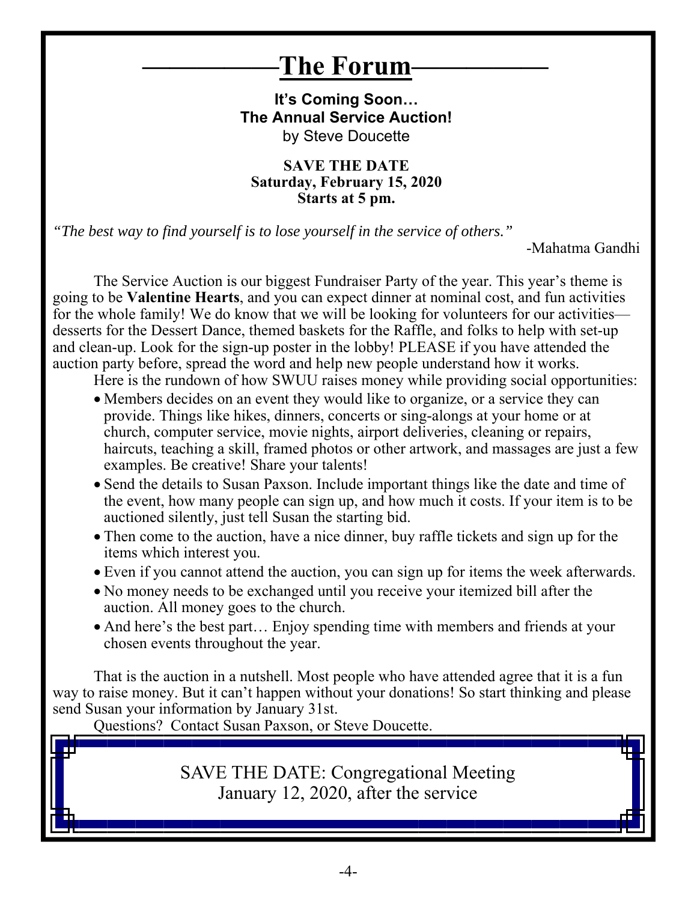# The Forum

**It's Coming Soon…**
**The Annual Service Auction!**
by Steve Doucette

**SAVE THE DATE**
**Saturday, February 15, 2020**
**Starts at 5 pm.**

*"The best way to find yourself is to lose yourself in the service of others."*

-Mahatma Gandhi

The Service Auction is our biggest Fundraiser Party of the year. This year's theme is going to be **Valentine Hearts**, and you can expect dinner at nominal cost, and fun activities for the whole family! We do know that we will be looking for volunteers for our activities—desserts for the Dessert Dance, themed baskets for the Raffle, and folks to help with set-up and clean-up. Look for the sign-up poster in the lobby! PLEASE if you have attended the auction party before, spread the word and help new people understand how it works.

Here is the rundown of how SWUU raises money while providing social opportunities:

- Members decides on an event they would like to organize, or a service they can provide. Things like hikes, dinners, concerts or sing-alongs at your home or at church, computer service, movie nights, airport deliveries, cleaning or repairs, haircuts, teaching a skill, framed photos or other artwork, and massages are just a few examples. Be creative! Share your talents!
- Send the details to Susan Paxson. Include important things like the date and time of the event, how many people can sign up, and how much it costs. If your item is to be auctioned silently, just tell Susan the starting bid.
- Then come to the auction, have a nice dinner, buy raffle tickets and sign up for the items which interest you.
- Even if you cannot attend the auction, you can sign up for items the week afterwards.
- No money needs to be exchanged until you receive your itemized bill after the auction. All money goes to the church.
- And here's the best part… Enjoy spending time with members and friends at your chosen events throughout the year.

That is the auction in a nutshell. Most people who have attended agree that it is a fun way to raise money. But it can't happen without your donations! So start thinking and please send Susan your information by January 31st.

Questions? Contact Susan Paxson, or Steve Doucette.

SAVE THE DATE: Congregational Meeting
January 12, 2020, after the service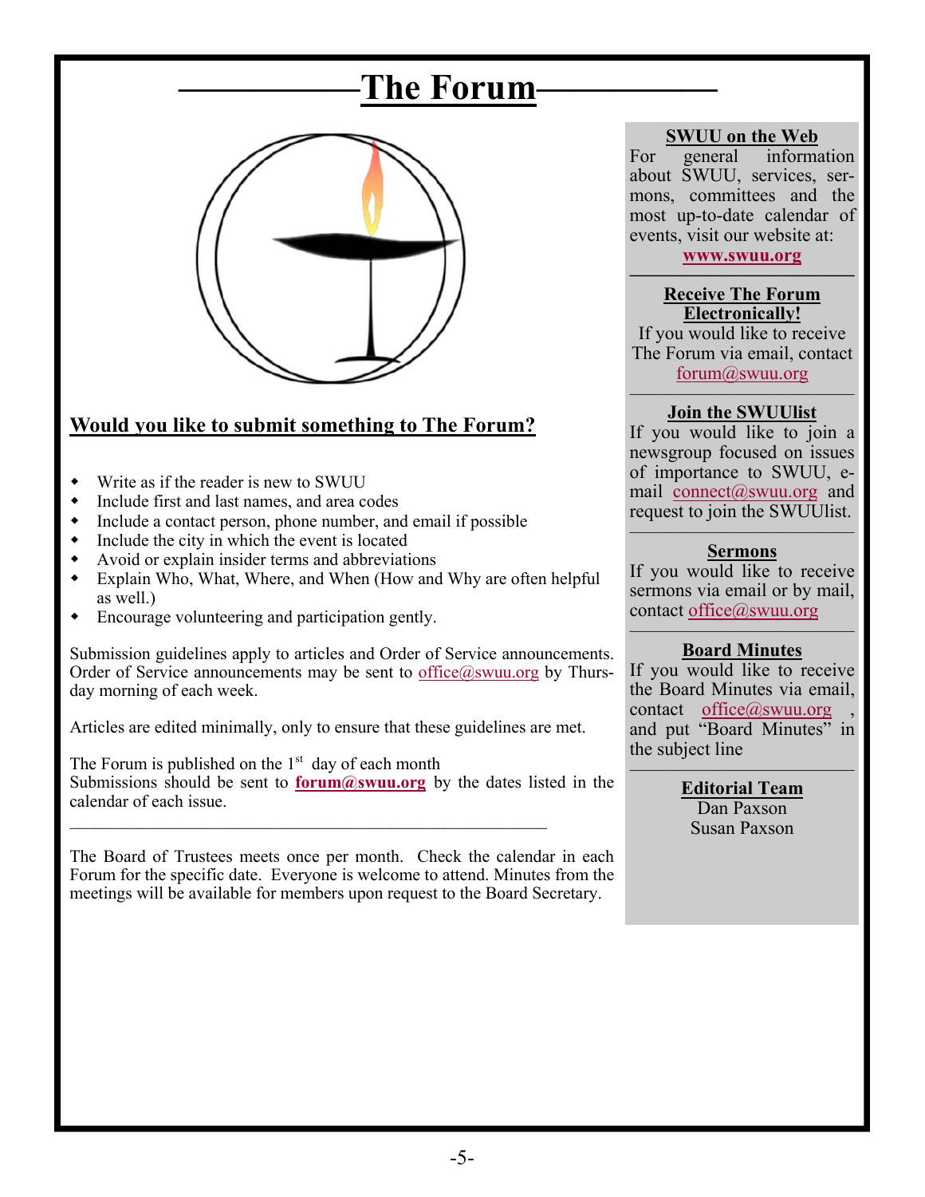# The Forum

## Would you like to submit something to The Forum?

- Write as if the reader is new to SWUU
- Include first and last names, and area codes
- Include a contact person, phone number, and email if possible
- Include the city in which the event is located
- Avoid or explain insider terms and abbreviations
- Explain Who, What, Where, and When (How and Why are often helpful as well.)
- Encourage volunteering and participation gently.

Submission guidelines apply to articles and Order of Service announcements. Order of Service announcements may be sent to office@swuu.org by Thursday morning of each week.

Articles are edited minimally, only to ensure that these guidelines are met.

The Forum is published on the 1st day of each month
Submissions should be sent to **forum@swuu.org** by the dates listed in the calendar of each issue.

---

The Board of Trustees meets once per month. Check the calendar in each Forum for the specific date. Everyone is welcome to attend. Minutes from the meetings will be available for members upon request to the Board Secretary.

### SWUU on the Web

For general information about SWUU, services, sermons, committees and the most up-to-date calendar of events, visit our website at:
**www.swuu.org**

### Receive The Forum Electronically!

If you would like to receive The Forum via email, contact forum@swuu.org

### Join the SWUUlist

If you would like to join a newsgroup focused on issues of importance to SWUU, e-mail connect@swuu.org and request to join the SWUUlist.

### Sermons

If you would like to receive sermons via email or by mail, contact office@swuu.org

### Board Minutes

If you would like to receive the Board Minutes via email, contact office@swuu.org , and put "Board Minutes" in the subject line

### Editorial Team

Dan Paxson
Susan Paxson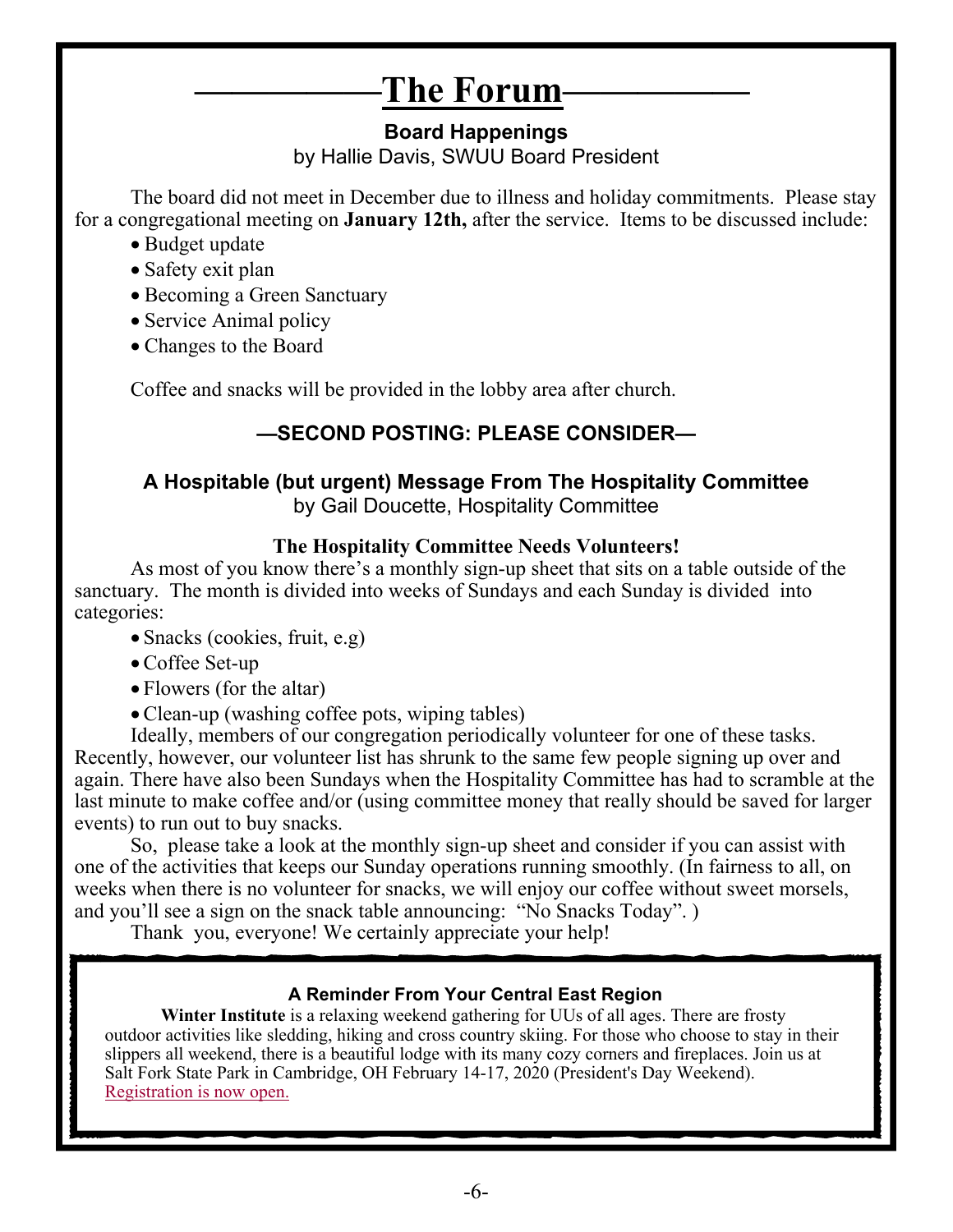# The Forum

### Board Happenings

by Hallie Davis, SWUU Board President

The board did not meet in December due to illness and holiday commitments. Please stay for a congregational meeting on **January 12th,** after the service. Items to be discussed include:

- Budget update
- Safety exit plan
- Becoming a Green Sanctuary
- Service Animal policy
- Changes to the Board

Coffee and snacks will be provided in the lobby area after church.

### —SECOND POSTING: PLEASE CONSIDER—

### A Hospitable (but urgent) Message From The Hospitality Committee

by Gail Doucette, Hospitality Committee

**The Hospitality Committee Needs Volunteers!**

As most of you know there's a monthly sign-up sheet that sits on a table outside of the sanctuary. The month is divided into weeks of Sundays and each Sunday is divided into categories:

- Snacks (cookies, fruit, e.g)
- Coffee Set-up
- Flowers (for the altar)
- Clean-up (washing coffee pots, wiping tables)

Ideally, members of our congregation periodically volunteer for one of these tasks. Recently, however, our volunteer list has shrunk to the same few people signing up over and again. There have also been Sundays when the Hospitality Committee has had to scramble at the last minute to make coffee and/or (using committee money that really should be saved for larger events) to run out to buy snacks.

So, please take a look at the monthly sign-up sheet and consider if you can assist with one of the activities that keeps our Sunday operations running smoothly. (In fairness to all, on weeks when there is no volunteer for snacks, we will enjoy our coffee without sweet morsels, and you'll see a sign on the snack table announcing: "No Snacks Today". )

Thank you, everyone! We certainly appreciate your help!

### A Reminder From Your Central East Region

**Winter Institute** is a relaxing weekend gathering for UUs of all ages. There are frosty outdoor activities like sledding, hiking and cross country skiing. For those who choose to stay in their slippers all weekend, there is a beautiful lodge with its many cozy corners and fireplaces. Join us at Salt Fork State Park in Cambridge, OH February 14-17, 2020 (President's Day Weekend). Registration is now open.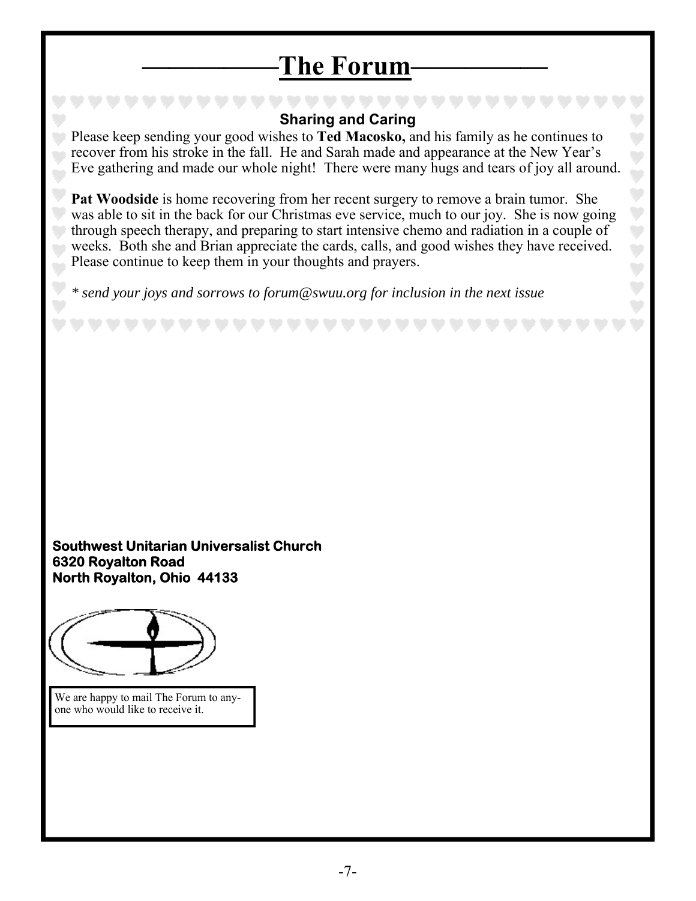# The Forum

### Sharing and Caring

Please keep sending your good wishes to **Ted Macosko,** and his family as he continues to recover from his stroke in the fall. He and Sarah made and appearance at the New Year's Eve gathering and made our whole night! There were many hugs and tears of joy all around.

**Pat Woodside** is home recovering from her recent surgery to remove a brain tumor. She was able to sit in the back for our Christmas eve service, much to our joy. She is now going through speech therapy, and preparing to start intensive chemo and radiation in a couple of weeks. Both she and Brian appreciate the cards, calls, and good wishes they have received. Please continue to keep them in your thoughts and prayers.

*\* send your joys and sorrows to forum@swuu.org for inclusion in the next issue*

**Southwest Unitarian Universalist Church**
**6320 Royalton Road**
**North Royalton, Ohio 44133**

We are happy to mail The Forum to anyone who would like to receive it.